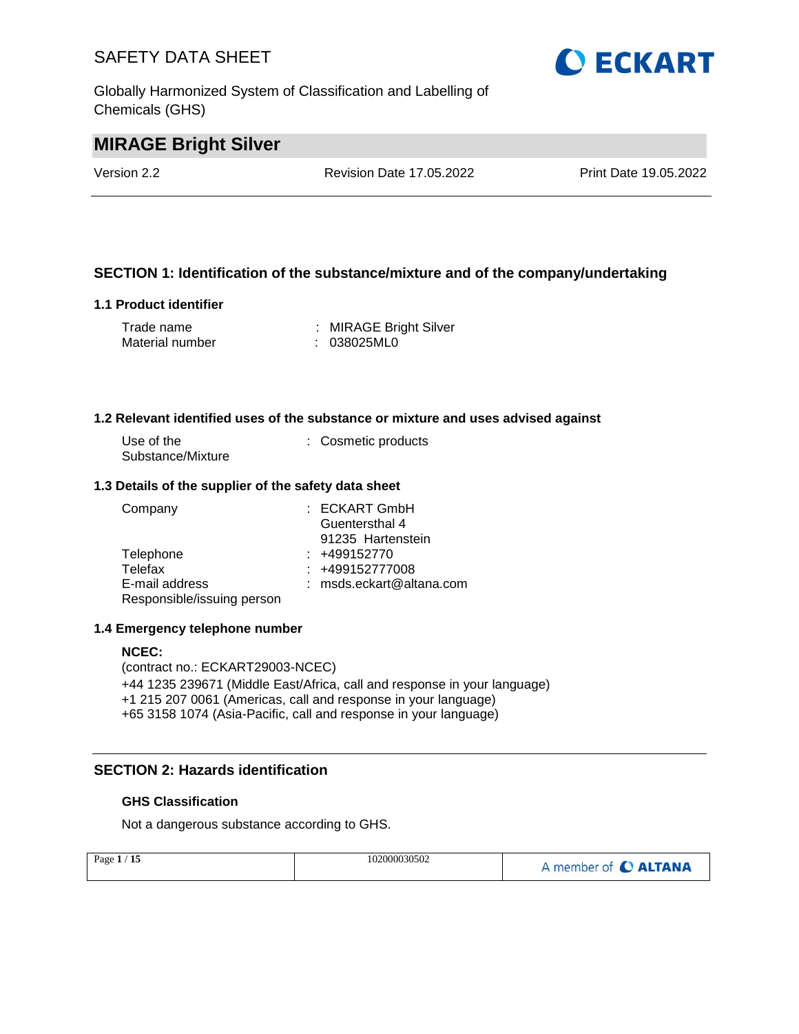# MIRAGE Bright Silver

Version 2.2 | Revision Date 17.05.2022 | Print Date 19.05.2022

## SECTION 1: Identification of the substance/mixture and of the company/undertaking

### 1.1 Product identifier

Trade name : MIRAGE Bright Silver
Material number : 038025ML0

### 1.2 Relevant identified uses of the substance or mixture and uses advised against

Use of the Substance/Mixture : Cosmetic products

### 1.3 Details of the supplier of the safety data sheet

Company : ECKART GmbH
Guentersthal 4
91235 Hartenstein

Telephone : +499152770
Telefax : +499152777008
E-mail address : msds.eckart@altana.com
Responsible/issuing person

### 1.4 Emergency telephone number

**NCEC:**
(contract no.: ECKART29003-NCEC)
+44 1235 239671 (Middle East/Africa, call and response in your language)
+1 215 207 0061 (Americas, call and response in your language)
+65 3158 1074 (Asia-Pacific, call and response in your language)

## SECTION 2: Hazards identification

### GHS Classification

Not a dangerous substance according to GHS.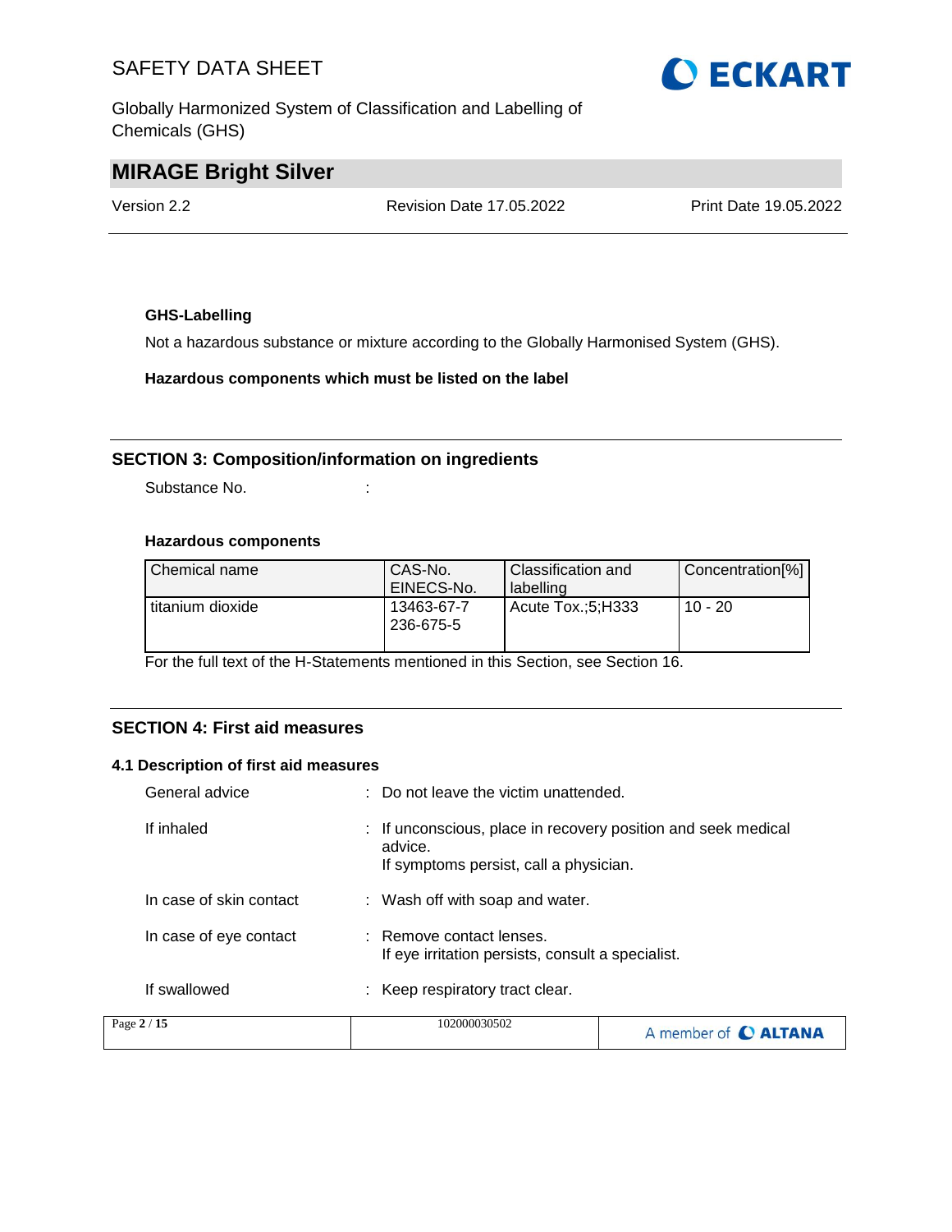**GHS-Labelling**

Not a hazardous substance or mixture according to the Globally Harmonised System (GHS).

**Hazardous components which must be listed on the label**

## SECTION 3: Composition/information on ingredients

Substance No. :

**Hazardous components**

| Chemical name | CAS-No. EINECS-No. | Classification and labelling | Concentration[%] |
|---|---|---|---|
| titanium dioxide | 13463-67-7 236-675-5 | Acute Tox.;5;H333 | 10 - 20 |

For the full text of the H-Statements mentioned in this Section, see Section 16.

## SECTION 4: First aid measures

### 4.1 Description of first aid measures

General advice : Do not leave the victim unattended.

If inhaled : If unconscious, place in recovery position and seek medical advice.
If symptoms persist, call a physician.

In case of skin contact : Wash off with soap and water.

In case of eye contact : Remove contact lenses.
If eye irritation persists, consult a specialist.

If swallowed : Keep respiratory tract clear.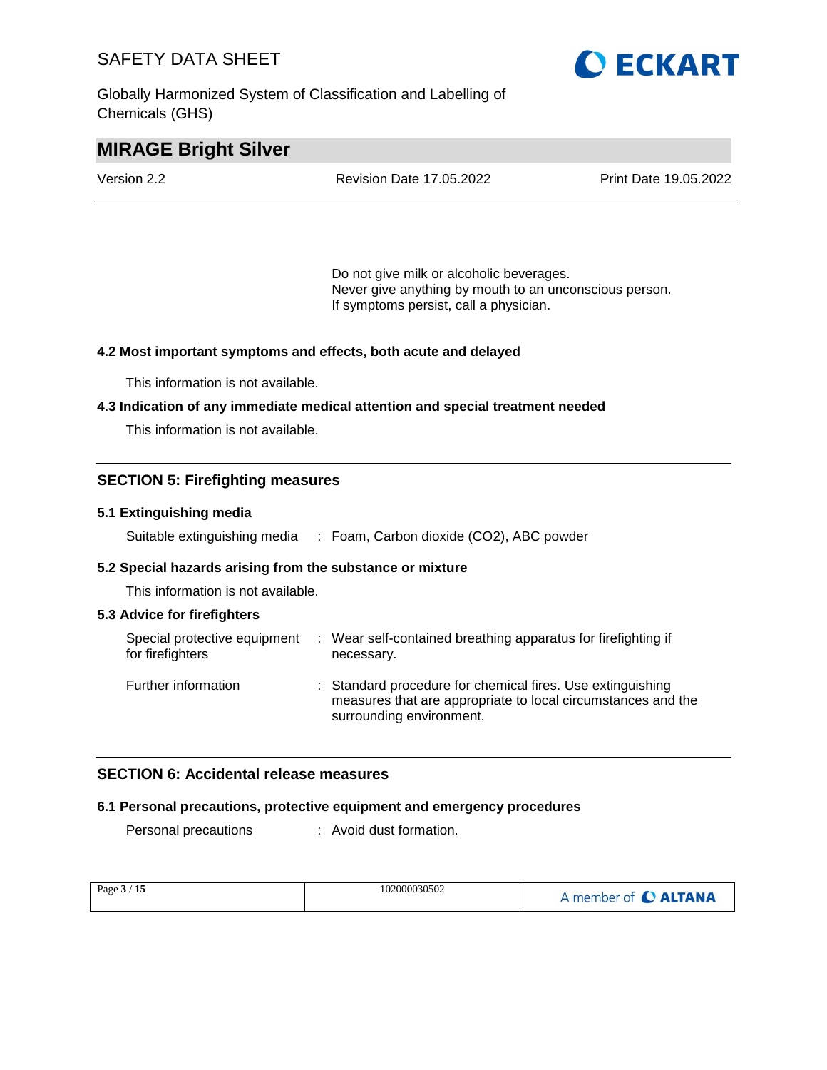Do not give milk or alcoholic beverages.
Never give anything by mouth to an unconscious person.
If symptoms persist, call a physician.

### 4.2 Most important symptoms and effects, both acute and delayed

This information is not available.

### 4.3 Indication of any immediate medical attention and special treatment needed

This information is not available.

## SECTION 5: Firefighting measures

### 5.1 Extinguishing media

Suitable extinguishing media : Foam, Carbon dioxide ($CO_2$), ABC powder

### 5.2 Special hazards arising from the substance or mixture

This information is not available.

### 5.3 Advice for firefighters

Special protective equipment for firefighters : Wear self-contained breathing apparatus for firefighting if necessary.

Further information : Standard procedure for chemical fires. Use extinguishing measures that are appropriate to local circumstances and the surrounding environment.

## SECTION 6: Accidental release measures

### 6.1 Personal precautions, protective equipment and emergency procedures

Personal precautions : Avoid dust formation.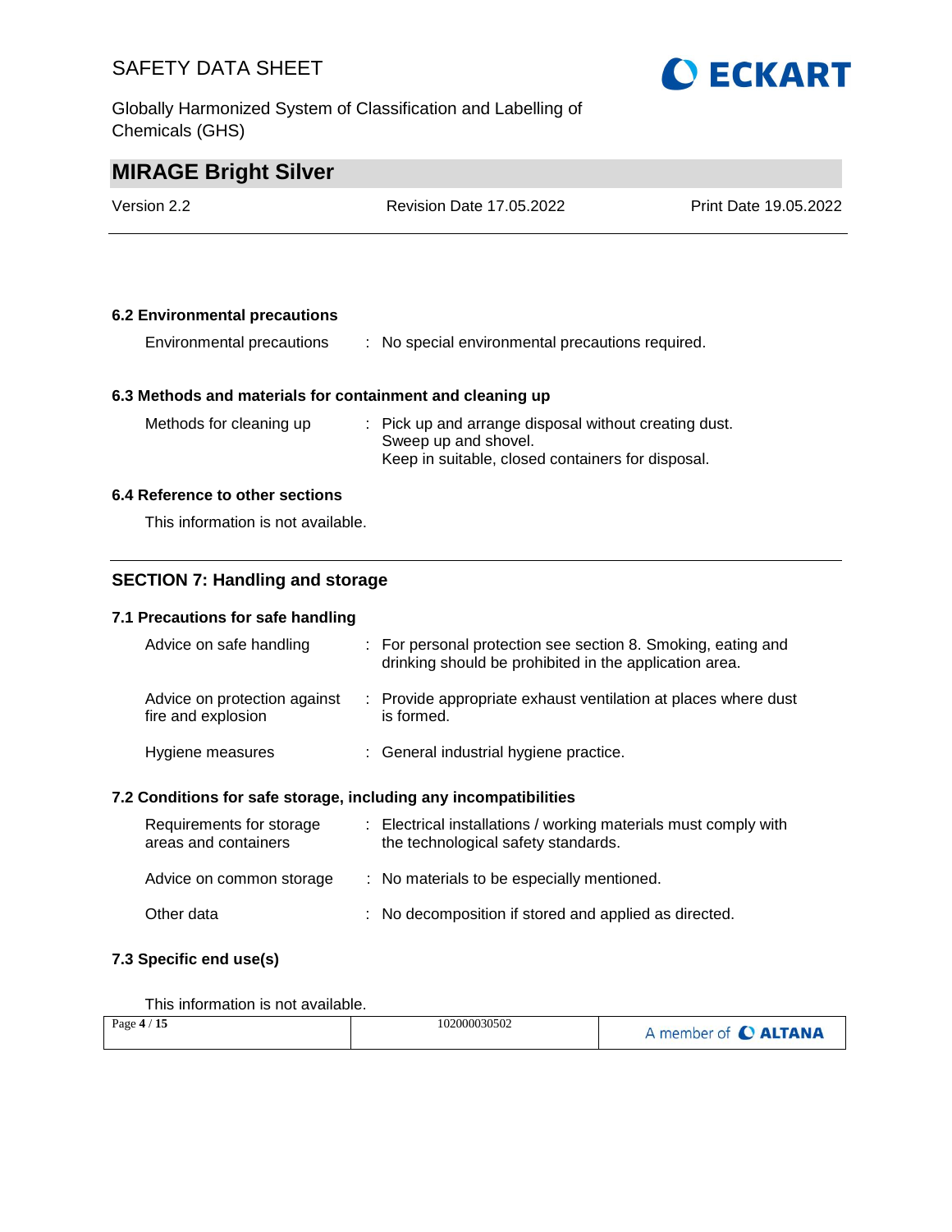### 6.2 Environmental precautions

| | |
|---|---|
| Environmental precautions | : No special environmental precautions required. |

### 6.3 Methods and materials for containment and cleaning up

| | |
|---|---|
| Methods for cleaning up | : Pick up and arrange disposal without creating dust.<br>Sweep up and shovel.<br>Keep in suitable, closed containers for disposal. |

### 6.4 Reference to other sections

This information is not available.

## SECTION 7: Handling and storage

### 7.1 Precautions for safe handling

| | |
|---|---|
| Advice on safe handling | : For personal protection see section 8. Smoking, eating and drinking should be prohibited in the application area. |
| Advice on protection against fire and explosion | : Provide appropriate exhaust ventilation at places where dust is formed. |
| Hygiene measures | : General industrial hygiene practice. |

### 7.2 Conditions for safe storage, including any incompatibilities

| | |
|---|---|
| Requirements for storage areas and containers | : Electrical installations / working materials must comply with the technological safety standards. |
| Advice on common storage | : No materials to be especially mentioned. |
| Other data | : No decomposition if stored and applied as directed. |

### 7.3 Specific end use(s)

This information is not available.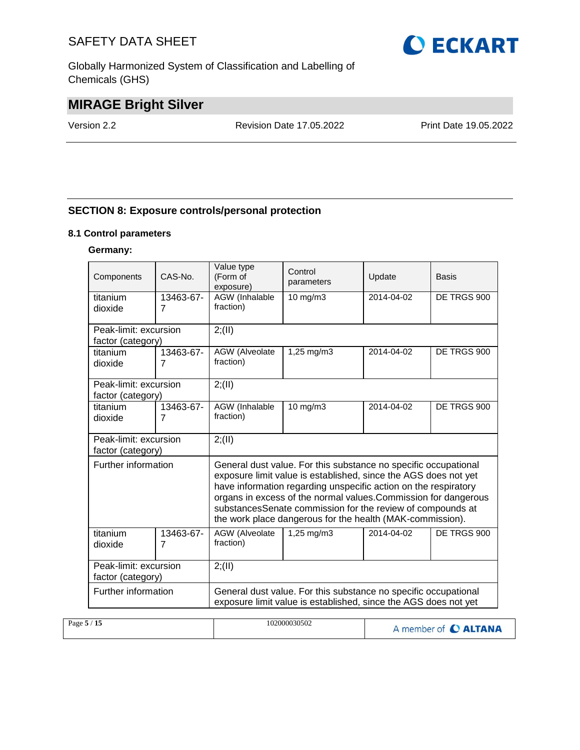## SECTION 8: Exposure controls/personal protection

### 8.1 Control parameters

**Germany:**

| Components | CAS-No. | Value type (Form of exposure) | Control parameters | Update | Basis |
|---|---|---|---|---|---|
| titanium dioxide | 13463-67-7 | AGW (Inhalable fraction) | 10 mg/m3 | 2014-04-02 | DE TRGS 900 |
| Peak-limit: excursion factor (category) | | 2;(II) | | | |
| titanium dioxide | 13463-67-7 | AGW (Alveolate fraction) | 1,25 mg/m3 | 2014-04-02 | DE TRGS 900 |
| Peak-limit: excursion factor (category) | | 2;(II) | | | |
| titanium dioxide | 13463-67-7 | AGW (Inhalable fraction) | 10 mg/m3 | 2014-04-02 | DE TRGS 900 |
| Peak-limit: excursion factor (category) | | 2;(II) | | | |
| Further information | | General dust value. For this substance no specific occupational exposure limit value is established, since the AGS does not yet have information regarding unspecific action on the respiratory organs in excess of the normal values.Commission for dangerous substancesSenate commission for the review of compounds at the work place dangerous for the health (MAK-commission). | | | |
| titanium dioxide | 13463-67-7 | AGW (Alveolate fraction) | 1,25 mg/m3 | 2014-04-02 | DE TRGS 900 |
| Peak-limit: excursion factor (category) | | 2;(II) | | | |
| Further information | | General dust value. For this substance no specific occupational exposure limit value is established, since the AGS does not yet | | | |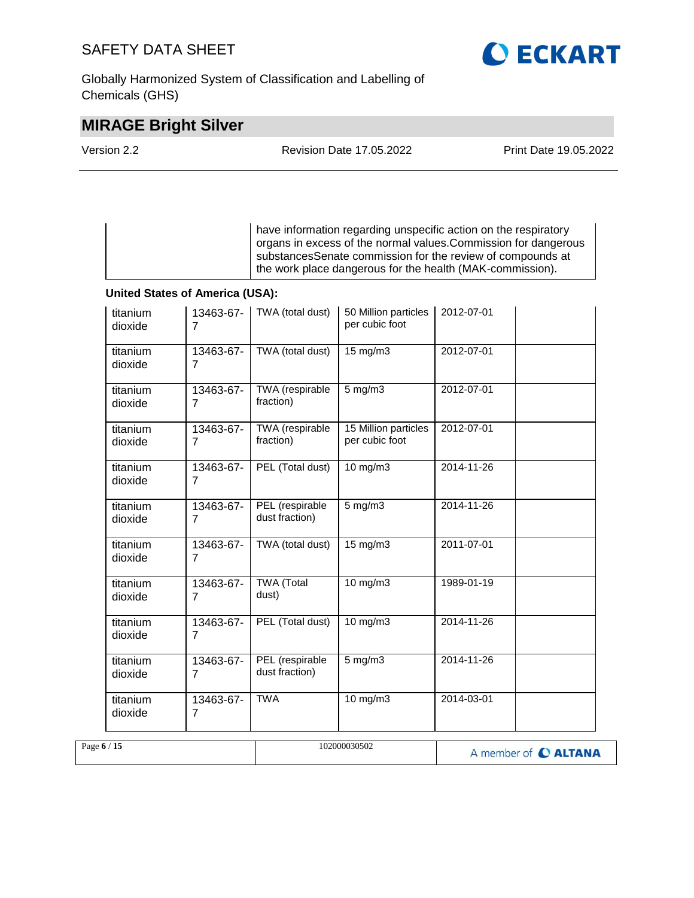| | have information regarding unspecific action on the respiratory organs in excess of the normal values.Commission for dangerous substancesSenate commission for the review of compounds at the work place dangerous for the health (MAK-commission). |
|---|---|

**United States of America (USA):**

| | | | | | |
|---|---|---|---|---|---|
| titanium dioxide | 13463-67-7 | TWA (total dust) | 50 Million particles per cubic foot | 2012-07-01 | |
| titanium dioxide | 13463-67-7 | TWA (total dust) | 15 mg/m3 | 2012-07-01 | |
| titanium dioxide | 13463-67-7 | TWA (respirable fraction) | 5 mg/m3 | 2012-07-01 | |
| titanium dioxide | 13463-67-7 | TWA (respirable fraction) | 15 Million particles per cubic foot | 2012-07-01 | |
| titanium dioxide | 13463-67-7 | PEL (Total dust) | 10 mg/m3 | 2014-11-26 | |
| titanium dioxide | 13463-67-7 | PEL (respirable dust fraction) | 5 mg/m3 | 2014-11-26 | |
| titanium dioxide | 13463-67-7 | TWA (total dust) | 15 mg/m3 | 2011-07-01 | |
| titanium dioxide | 13463-67-7 | TWA (Total dust) | 10 mg/m3 | 1989-01-19 | |
| titanium dioxide | 13463-67-7 | PEL (Total dust) | 10 mg/m3 | 2014-11-26 | |
| titanium dioxide | 13463-67-7 | PEL (respirable dust fraction) | 5 mg/m3 | 2014-11-26 | |
| titanium dioxide | 13463-67-7 | TWA | 10 mg/m3 | 2014-03-01 | |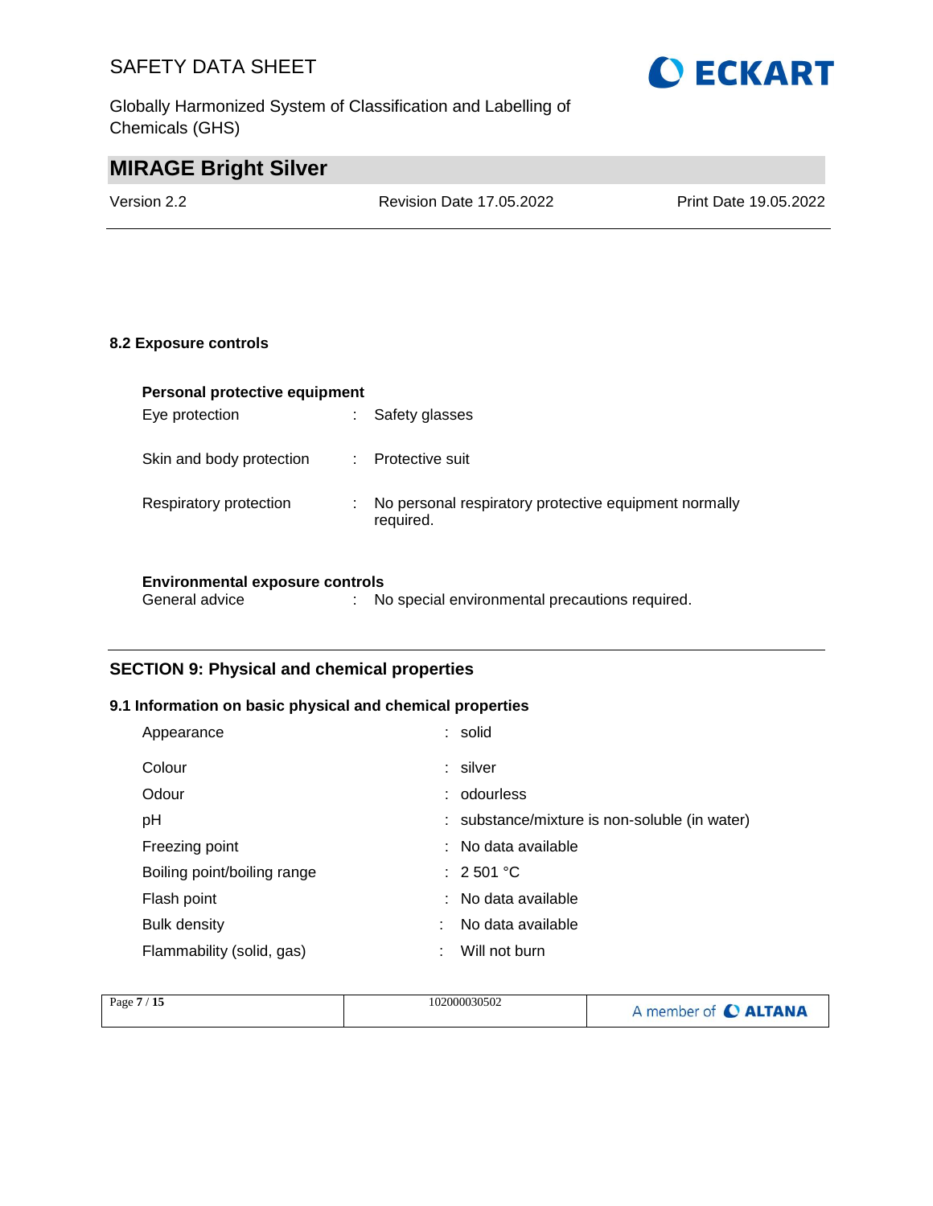### 8.2 Exposure controls

**Personal protective equipment**

| | | |
|---|---|---|
| Eye protection | : | Safety glasses |
| Skin and body protection | : | Protective suit |
| Respiratory protection | : | No personal respiratory protective equipment normally required. |

**Environmental exposure controls**

| | | |
|---|---|---|
| General advice | : | No special environmental precautions required. |

## SECTION 9: Physical and chemical properties

### 9.1 Information on basic physical and chemical properties

| | | |
|---|---|---|
| Appearance | : | solid |
| Colour | : | silver |
| Odour | : | odourless |
| pH | : | substance/mixture is non-soluble (in water) |
| Freezing point | : | No data available |
| Boiling point/boiling range | : | 2 501 °C |
| Flash point | : | No data available |
| Bulk density | : | No data available |
| Flammability (solid, gas) | : | Will not burn |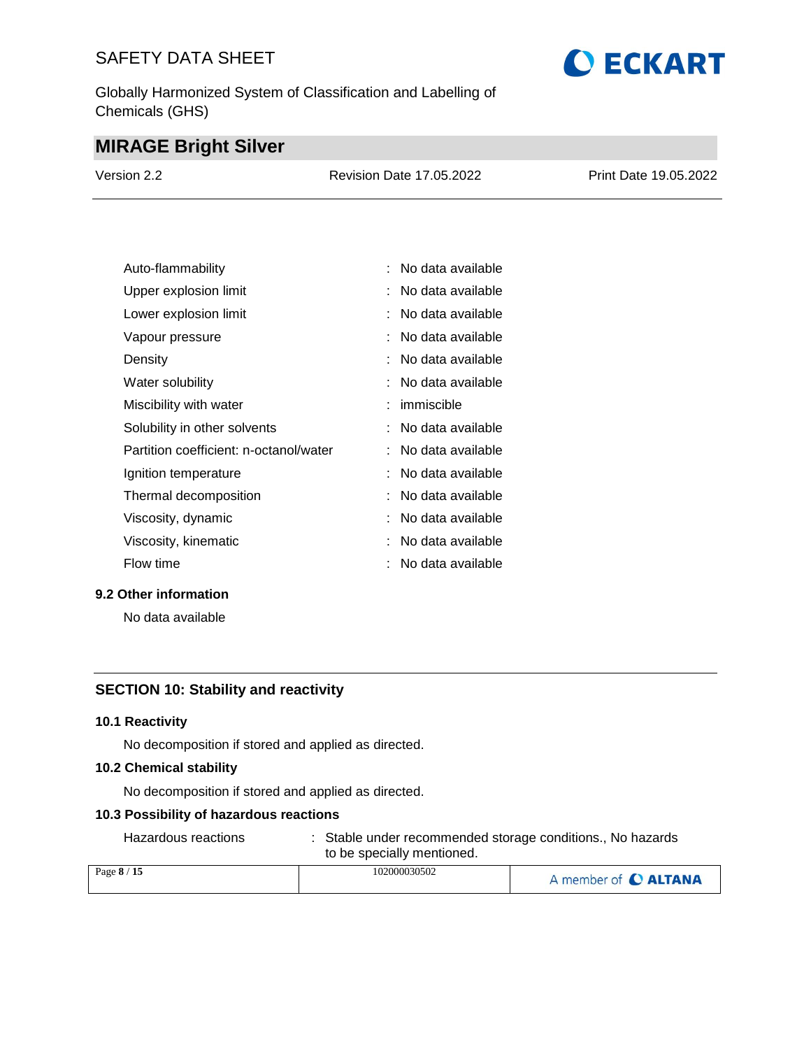| | |
|---|---|
| Auto-flammability | : No data available |
| Upper explosion limit | : No data available |
| Lower explosion limit | : No data available |
| Vapour pressure | : No data available |
| Density | : No data available |
| Water solubility | : No data available |
| Miscibility with water | : immiscible |
| Solubility in other solvents | : No data available |
| Partition coefficient: n-octanol/water | : No data available |
| Ignition temperature | : No data available |
| Thermal decomposition | : No data available |
| Viscosity, dynamic | : No data available |
| Viscosity, kinematic | : No data available |
| Flow time | : No data available |

### 9.2 Other information

No data available

## SECTION 10: Stability and reactivity

### 10.1 Reactivity

No decomposition if stored and applied as directed.

### 10.2 Chemical stability

No decomposition if stored and applied as directed.

### 10.3 Possibility of hazardous reactions

| | |
|---|---|
| Hazardous reactions | : Stable under recommended storage conditions., No hazards to be specially mentioned. |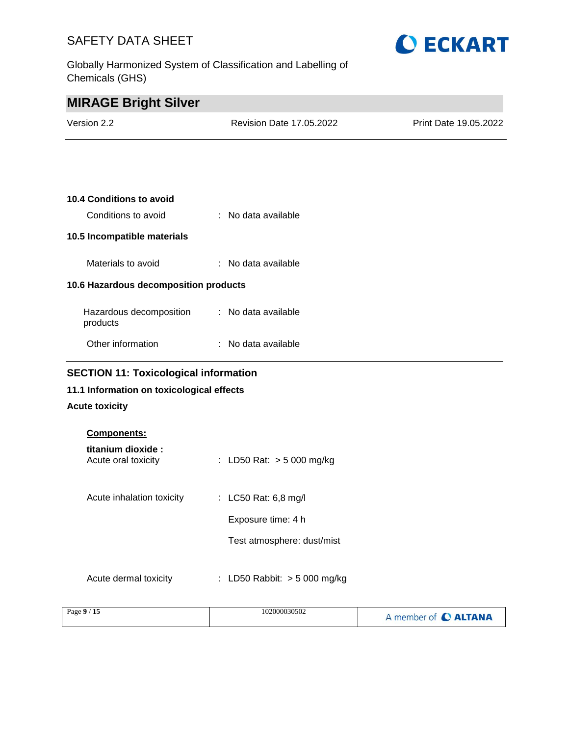### 10.4 Conditions to avoid

Conditions to avoid : No data available

### 10.5 Incompatible materials

Materials to avoid : No data available

### 10.6 Hazardous decomposition products

Hazardous decomposition products : No data available

Other information : No data available

## SECTION 11: Toxicological information

### 11.1 Information on toxicological effects

**Acute toxicity**

**Components:**

**titanium dioxide :**

Acute oral toxicity : LD50 Rat: > 5 000 mg/kg

Acute inhalation toxicity : LC50 Rat: 6,8 mg/l
Exposure time: 4 h
Test atmosphere: dust/mist

Acute dermal toxicity : LD50 Rabbit: > 5 000 mg/kg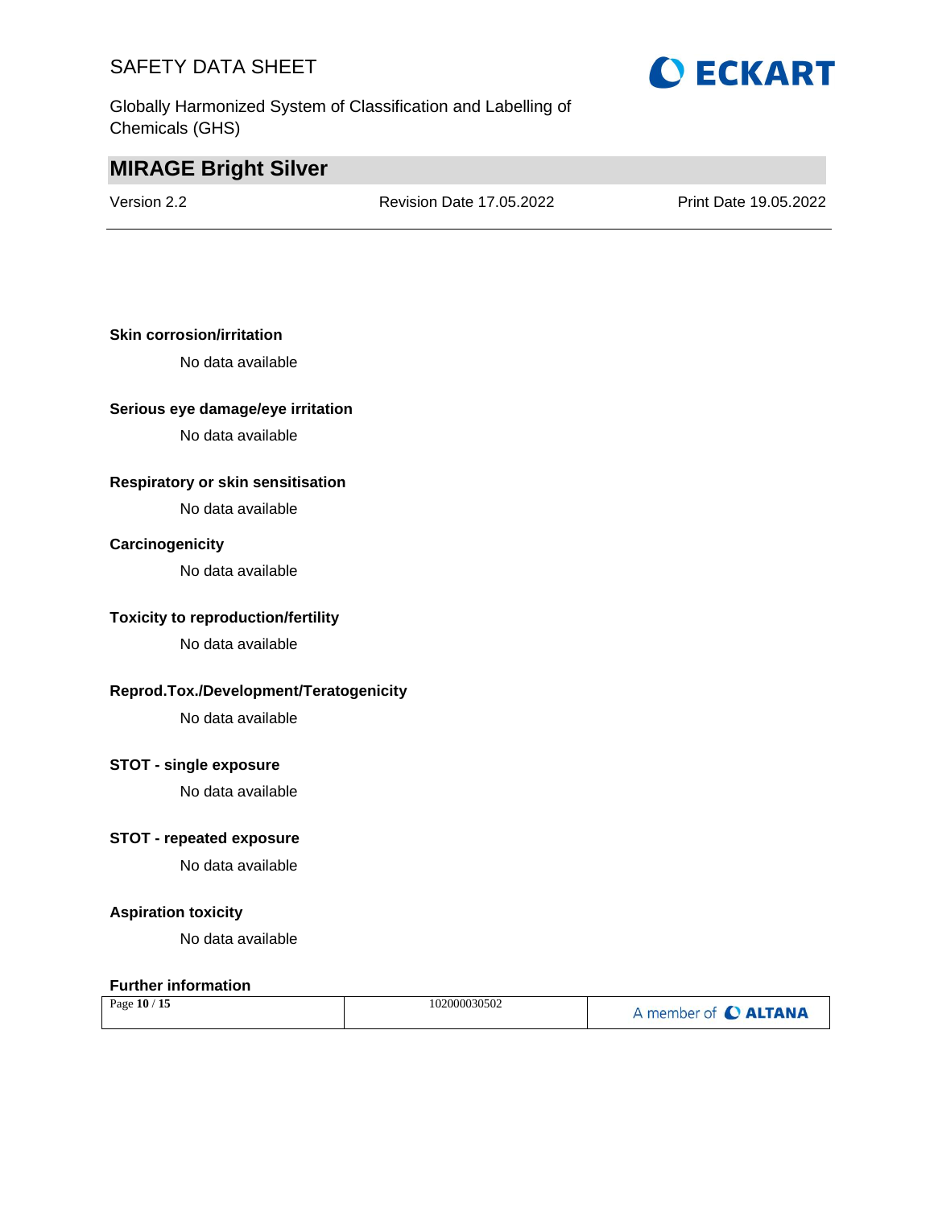**Skin corrosion/irritation**

No data available

**Serious eye damage/eye irritation**

No data available

**Respiratory or skin sensitisation**

No data available

**Carcinogenicity**

No data available

**Toxicity to reproduction/fertility**

No data available

**Reprod.Tox./Development/Teratogenicity**

No data available

**STOT - single exposure**

No data available

**STOT - repeated exposure**

No data available

**Aspiration toxicity**

No data available

**Further information**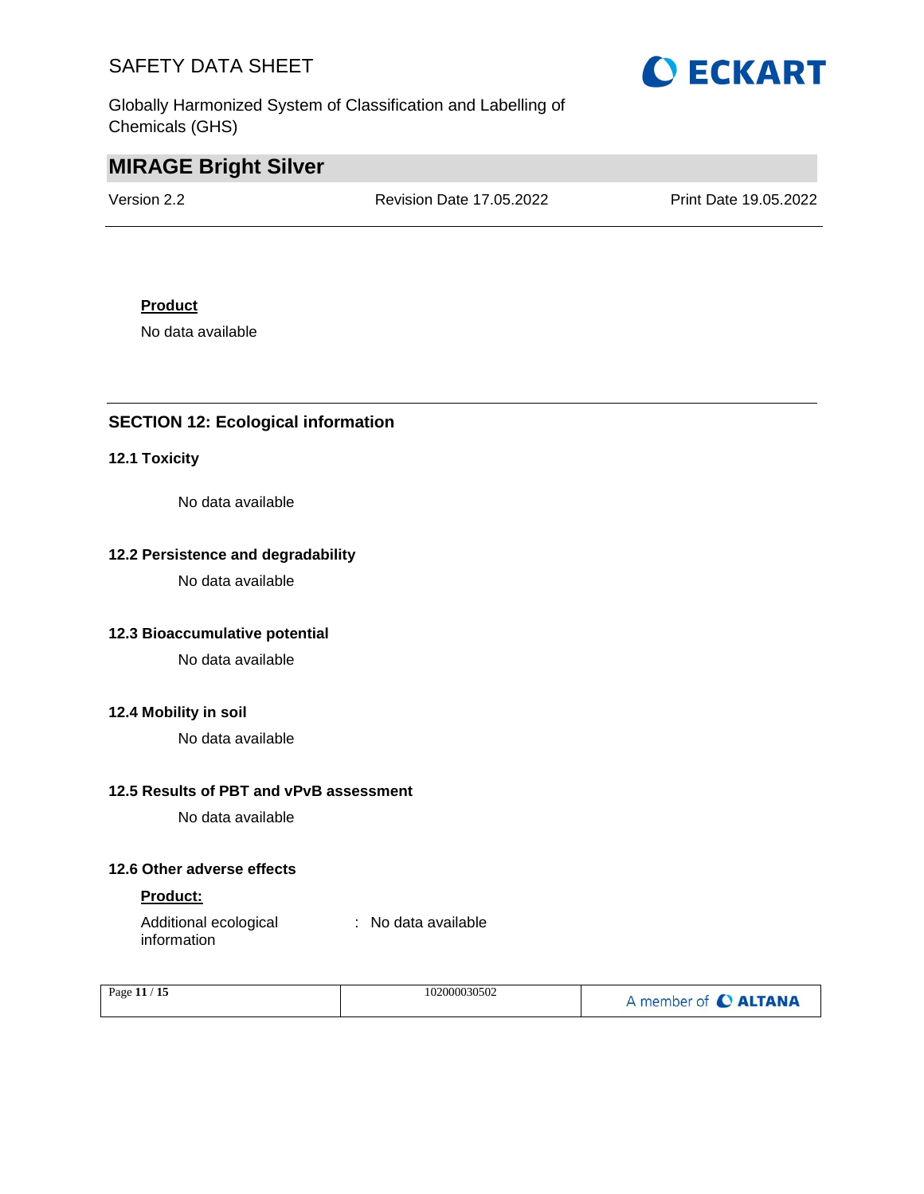**Product**

No data available

## SECTION 12: Ecological information

### 12.1 Toxicity

No data available

### 12.2 Persistence and degradability

No data available

### 12.3 Bioaccumulative potential

No data available

### 12.4 Mobility in soil

No data available

### 12.5 Results of PBT and vPvB assessment

No data available

### 12.6 Other adverse effects

**Product:**

Additional ecological information : No data available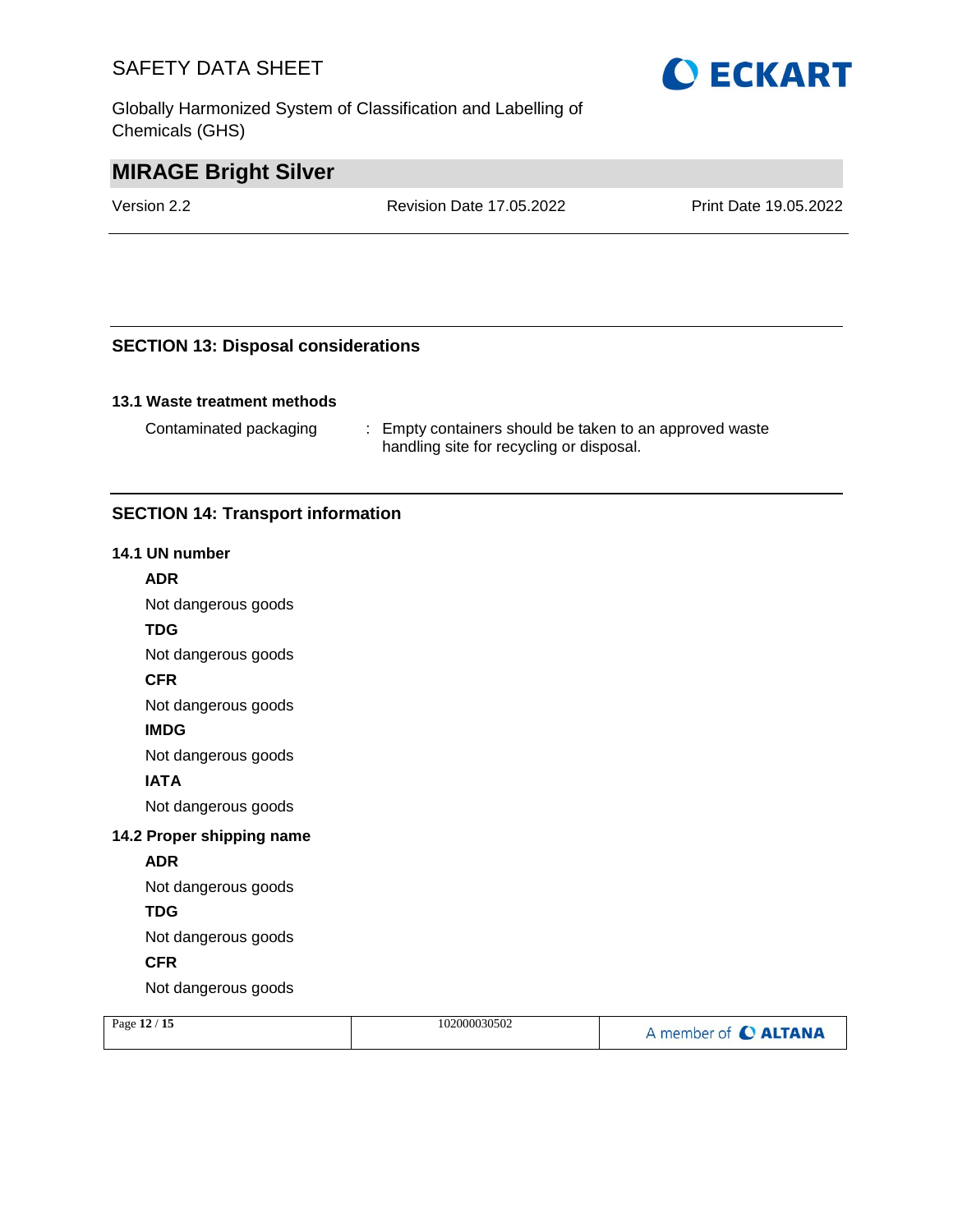## SECTION 13: Disposal considerations

### 13.1 Waste treatment methods

Contaminated packaging : Empty containers should be taken to an approved waste handling site for recycling or disposal.

## SECTION 14: Transport information

### 14.1 UN number

**ADR**

Not dangerous goods

**TDG**

Not dangerous goods

**CFR**

Not dangerous goods

**IMDG**

Not dangerous goods

**IATA**

Not dangerous goods

### 14.2 Proper shipping name

**ADR**

Not dangerous goods

**TDG**

Not dangerous goods

**CFR**

Not dangerous goods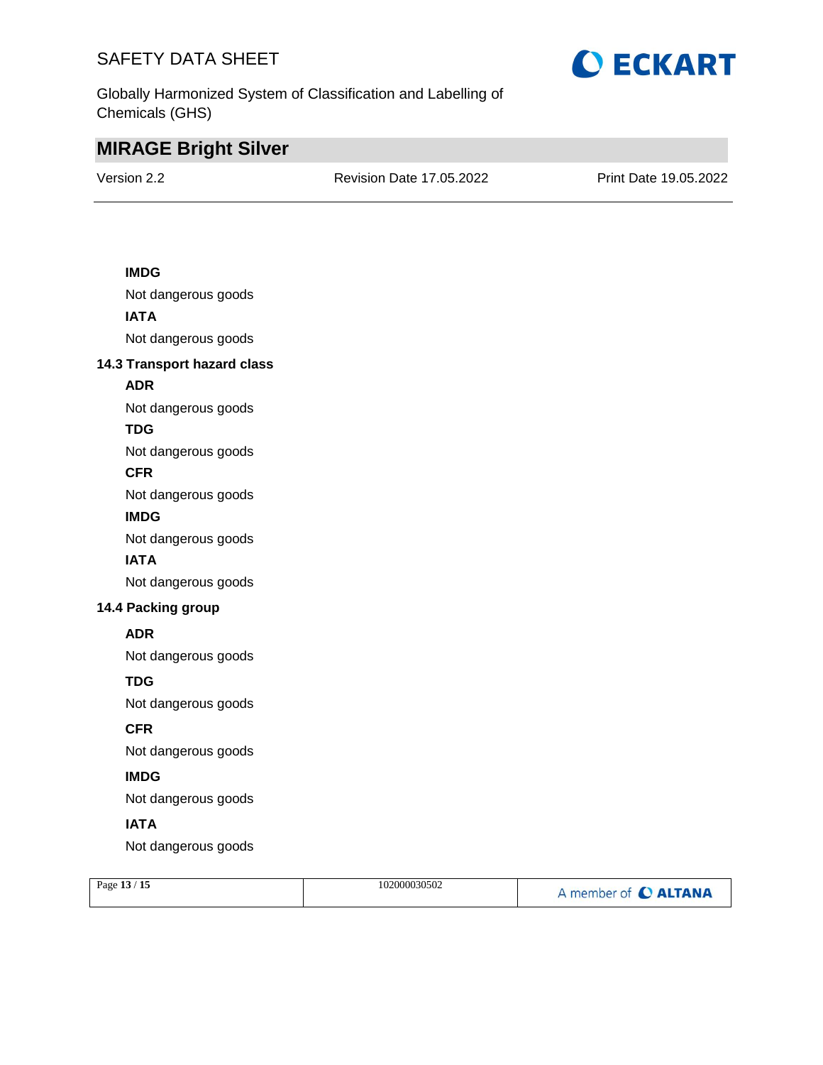**IMDG**

Not dangerous goods

**IATA**

Not dangerous goods

### 14.3 Transport hazard class

**ADR**

Not dangerous goods

**TDG**

Not dangerous goods

**CFR**

Not dangerous goods

**IMDG**

Not dangerous goods

**IATA**

Not dangerous goods

### 14.4 Packing group

**ADR**

Not dangerous goods

**TDG**

Not dangerous goods

**CFR**

Not dangerous goods

**IMDG**

Not dangerous goods

**IATA**

Not dangerous goods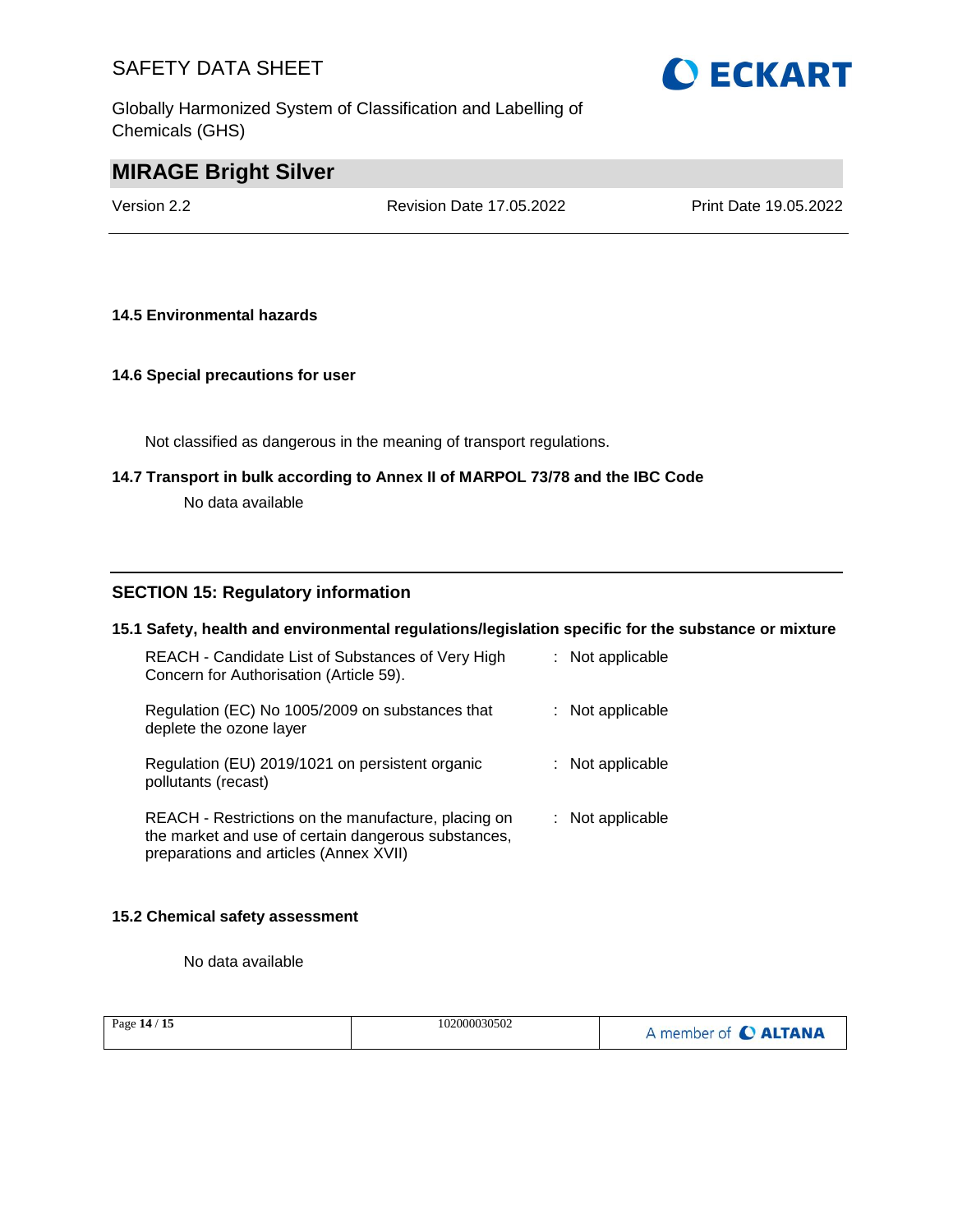**14.5 Environmental hazards**

**14.6 Special precautions for user**

Not classified as dangerous in the meaning of transport regulations.

**14.7 Transport in bulk according to Annex II of MARPOL 73/78 and the IBC Code**

No data available

## SECTION 15: Regulatory information

**15.1 Safety, health and environmental regulations/legislation specific for the substance or mixture**

| | |
|---|---|
| REACH - Candidate List of Substances of Very High Concern for Authorisation (Article 59). | : Not applicable |
| Regulation (EC) No 1005/2009 on substances that deplete the ozone layer | : Not applicable |
| Regulation (EU) 2019/1021 on persistent organic pollutants (recast) | : Not applicable |
| REACH - Restrictions on the manufacture, placing on the market and use of certain dangerous substances, preparations and articles (Annex XVII) | : Not applicable |

**15.2 Chemical safety assessment**

No data available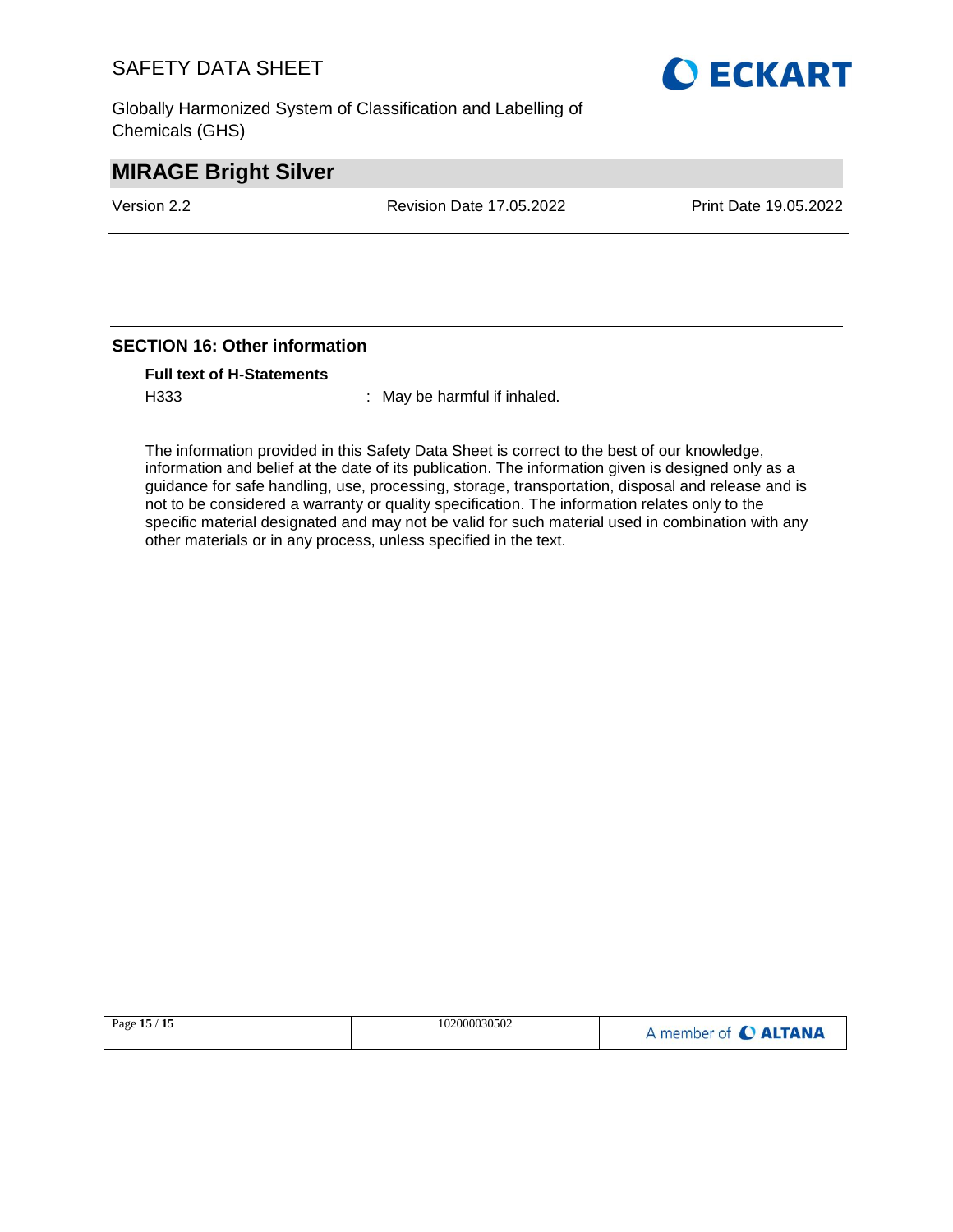## SECTION 16: Other information

**Full text of H-Statements**

H333 : May be harmful if inhaled.

The information provided in this Safety Data Sheet is correct to the best of our knowledge, information and belief at the date of its publication. The information given is designed only as a guidance for safe handling, use, processing, storage, transportation, disposal and release and is not to be considered a warranty or quality specification. The information relates only to the specific material designated and may not be valid for such material used in combination with any other materials or in any process, unless specified in the text.